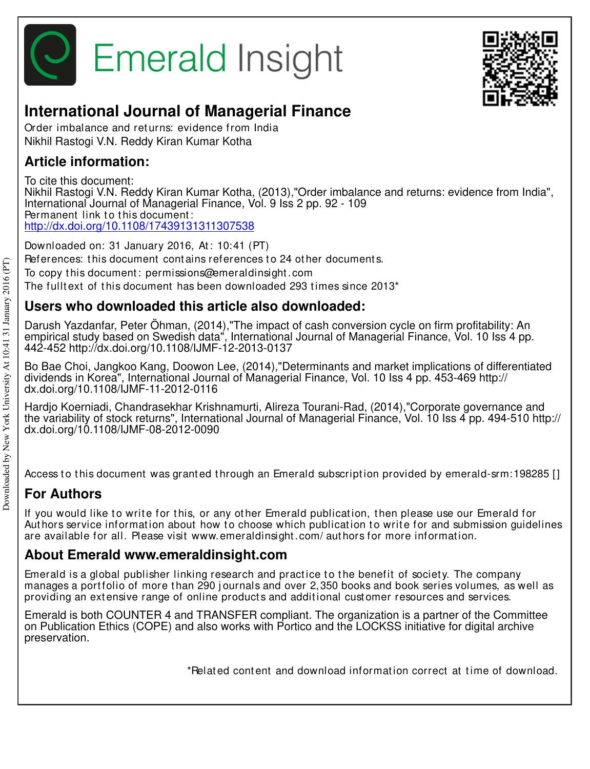# Emerald Insight

## International Journal of Managerial Finance

Order imbalance and returns: evidence from India
Nikhil Rastogi V.N. Reddy Kiran Kumar Kotha

## Article information:

To cite this document:
Nikhil Rastogi V.N. Reddy Kiran Kumar Kotha, (2013),"Order imbalance and returns: evidence from India", International Journal of Managerial Finance, Vol. 9 Iss 2 pp. 92 - 109
Permanent link to this document:
http://dx.doi.org/10.1108/17439131311307538

Downloaded on: 31 January 2016, At: 10:41 (PT)
References: this document contains references to 24 other documents.
To copy this document: permissions@emeraldinsight.com
The fulltext of this document has been downloaded 293 times since 2013*

## Users who downloaded this article also downloaded:

Darush Yazdanfar, Peter Öhman, (2014),"The impact of cash conversion cycle on firm profitability: An empirical study based on Swedish data", International Journal of Managerial Finance, Vol. 10 Iss 4 pp. 442-452 http://dx.doi.org/10.1108/IJMF-12-2013-0137

Bo Bae Choi, Jangkoo Kang, Doowon Lee, (2014),"Determinants and market implications of differentiated dividends in Korea", International Journal of Managerial Finance, Vol. 10 Iss 4 pp. 453-469 http://dx.doi.org/10.1108/IJMF-11-2012-0116

Hardjo Koerniadi, Chandrasekhar Krishnamurti, Alireza Tourani-Rad, (2014),"Corporate governance and the variability of stock returns", International Journal of Managerial Finance, Vol. 10 Iss 4 pp. 494-510 http://dx.doi.org/10.1108/IJMF-08-2012-0090

Access to this document was granted through an Emerald subscription provided by emerald-srm:198285 []

## For Authors

If you would like to write for this, or any other Emerald publication, then please use our Emerald for Authors service information about how to choose which publication to write for and submission guidelines are available for all. Please visit www.emeraldinsight.com/authors for more information.

## About Emerald www.emeraldinsight.com

Emerald is a global publisher linking research and practice to the benefit of society. The company manages a portfolio of more than 290 journals and over 2,350 books and book series volumes, as well as providing an extensive range of online products and additional customer resources and services.

Emerald is both COUNTER 4 and TRANSFER compliant. The organization is a partner of the Committee on Publication Ethics (COPE) and also works with Portico and the LOCKSS initiative for digital archive preservation.

*Related content and download information correct at time of download.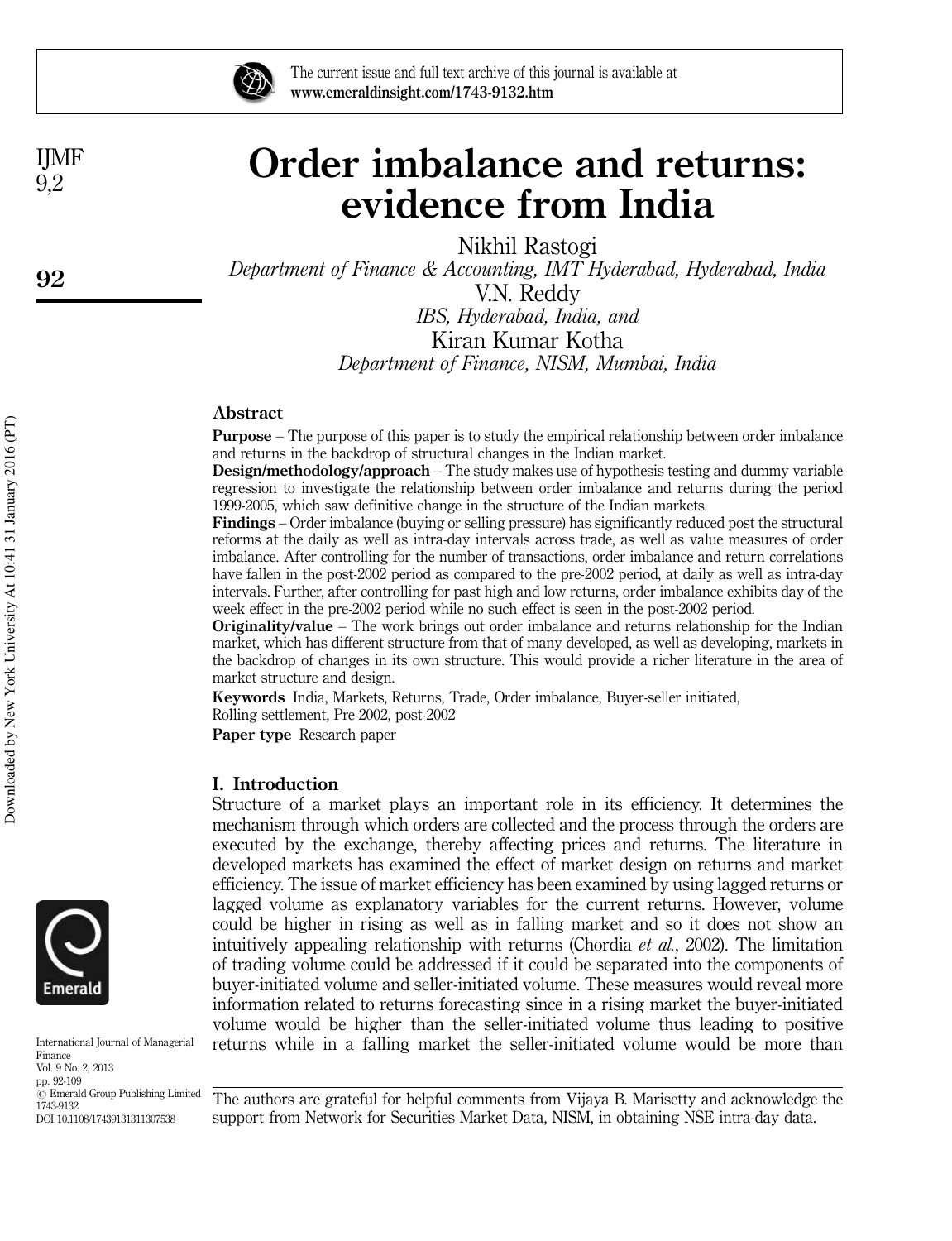# Order imbalance and returns: evidence from India

Nikhil Rastogi
*Department of Finance & Accounting, IMT Hyderabad, Hyderabad, India*

V.N. Reddy
*IBS, Hyderabad, India, and*

Kiran Kumar Kotha
*Department of Finance, NISM, Mumbai, India*

## Abstract

**Purpose** – The purpose of this paper is to study the empirical relationship between order imbalance and returns in the backdrop of structural changes in the Indian market.

**Design/methodology/approach** – The study makes use of hypothesis testing and dummy variable regression to investigate the relationship between order imbalance and returns during the period 1999-2005, which saw definitive change in the structure of the Indian markets.

**Findings** – Order imbalance (buying or selling pressure) has significantly reduced post the structural reforms at the daily as well as intra-day intervals across trade, as well as value measures of order imbalance. After controlling for the number of transactions, order imbalance and return correlations have fallen in the post-2002 period as compared to the pre-2002 period, at daily as well as intra-day intervals. Further, after controlling for past high and low returns, order imbalance exhibits day of the week effect in the pre-2002 period while no such effect is seen in the post-2002 period.

**Originality/value** – The work brings out order imbalance and returns relationship for the Indian market, which has different structure from that of many developed, as well as developing, markets in the backdrop of changes in its own structure. This would provide a richer literature in the area of market structure and design.

**Keywords** India, Markets, Returns, Trade, Order imbalance, Buyer-seller initiated, Rolling settlement, Pre-2002, post-2002

**Paper type** Research paper

## I. Introduction

Structure of a market plays an important role in its efficiency. It determines the mechanism through which orders are collected and the process through the orders are executed by the exchange, thereby affecting prices and returns. The literature in developed markets has examined the effect of market design on returns and market efficiency. The issue of market efficiency has been examined by using lagged returns or lagged volume as explanatory variables for the current returns. However, volume could be higher in rising as well as in falling market and so it does not show an intuitively appealing relationship with returns (Chordia *et al.*, 2002). The limitation of trading volume could be addressed if it could be separated into the components of buyer-initiated volume and seller-initiated volume. These measures would reveal more information related to returns forecasting since in a rising market the buyer-initiated volume would be higher than the seller-initiated volume thus leading to positive returns while in a falling market the seller-initiated volume would be more than

The authors are grateful for helpful comments from Vijaya B. Marisetty and acknowledge the support from Network for Securities Market Data, NISM, in obtaining NSE intra-day data.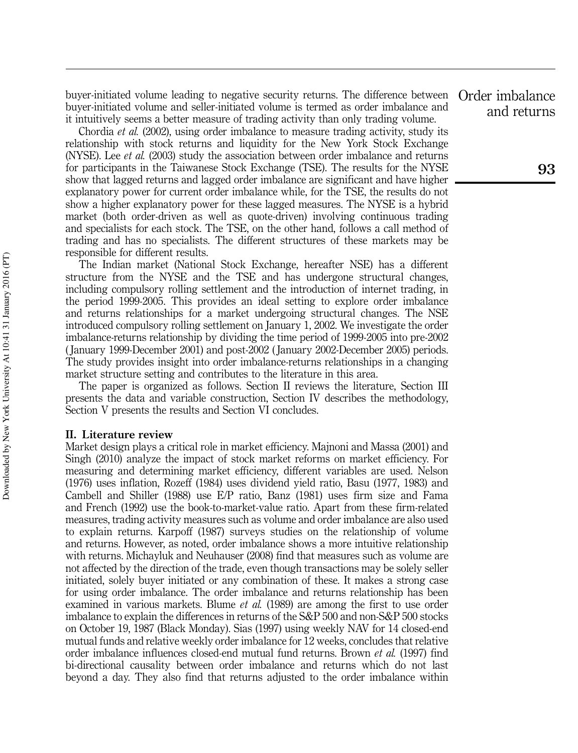buyer-initiated volume leading to negative security returns. The difference between buyer-initiated volume and seller-initiated volume is termed as order imbalance and it intuitively seems a better measure of trading activity than only trading volume.

Chordia *et al.* (2002), using order imbalance to measure trading activity, study its relationship with stock returns and liquidity for the New York Stock Exchange (NYSE). Lee *et al.* (2003) study the association between order imbalance and returns for participants in the Taiwanese Stock Exchange (TSE). The results for the NYSE show that lagged returns and lagged order imbalance are significant and have higher explanatory power for current order imbalance while, for the TSE, the results do not show a higher explanatory power for these lagged measures. The NYSE is a hybrid market (both order-driven as well as quote-driven) involving continuous trading and specialists for each stock. The TSE, on the other hand, follows a call method of trading and has no specialists. The different structures of these markets may be responsible for different results.

The Indian market (National Stock Exchange, hereafter NSE) has a different structure from the NYSE and the TSE and has undergone structural changes, including compulsory rolling settlement and the introduction of internet trading, in the period 1999-2005. This provides an ideal setting to explore order imbalance and returns relationships for a market undergoing structural changes. The NSE introduced compulsory rolling settlement on January 1, 2002. We investigate the order imbalance-returns relationship by dividing the time period of 1999-2005 into pre-2002 (January 1999-December 2001) and post-2002 (January 2002-December 2005) periods. The study provides insight into order imbalance-returns relationships in a changing market structure setting and contributes to the literature in this area.

The paper is organized as follows. Section II reviews the literature, Section III presents the data and variable construction, Section IV describes the methodology, Section V presents the results and Section VI concludes.

## II. Literature review

Market design plays a critical role in market efficiency. Majnoni and Massa (2001) and Singh (2010) analyze the impact of stock market reforms on market efficiency. For measuring and determining market efficiency, different variables are used. Nelson (1976) uses inflation, Rozeff (1984) uses dividend yield ratio, Basu (1977, 1983) and Cambell and Shiller (1988) use E/P ratio, Banz (1981) uses firm size and Fama and French (1992) use the book-to-market-value ratio. Apart from these firm-related measures, trading activity measures such as volume and order imbalance are also used to explain returns. Karpoff (1987) surveys studies on the relationship of volume and returns. However, as noted, order imbalance shows a more intuitive relationship with returns. Michayluk and Neuhauser (2008) find that measures such as volume are not affected by the direction of the trade, even though transactions may be solely seller initiated, solely buyer initiated or any combination of these. It makes a strong case for using order imbalance. The order imbalance and returns relationship has been examined in various markets. Blume *et al.* (1989) are among the first to use order imbalance to explain the differences in returns of the S&P 500 and non-S&P 500 stocks on October 19, 1987 (Black Monday). Sias (1997) using weekly NAV for 14 closed-end mutual funds and relative weekly order imbalance for 12 weeks, concludes that relative order imbalance influences closed-end mutual fund returns. Brown *et al.* (1997) find bi-directional causality between order imbalance and returns which do not last beyond a day. They also find that returns adjusted to the order imbalance within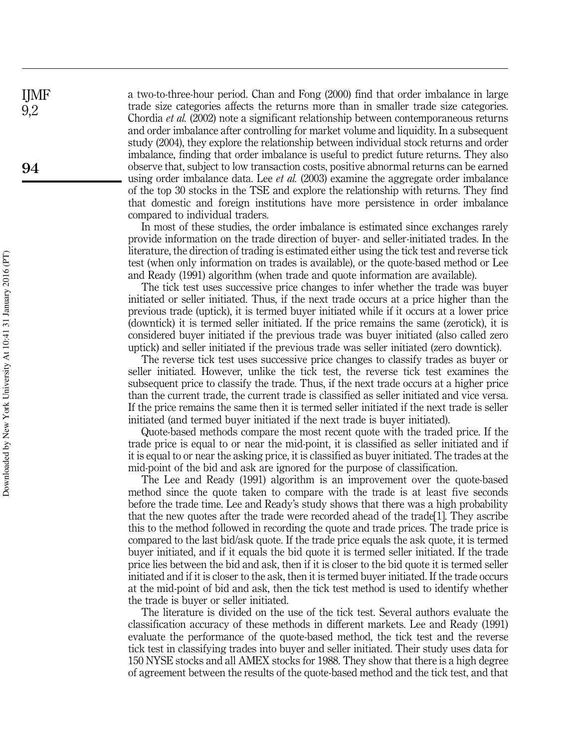a two-to-three-hour period. Chan and Fong (2000) find that order imbalance in large trade size categories affects the returns more than in smaller trade size categories. Chordia *et al.* (2002) note a significant relationship between contemporaneous returns and order imbalance after controlling for market volume and liquidity. In a subsequent study (2004), they explore the relationship between individual stock returns and order imbalance, finding that order imbalance is useful to predict future returns. They also observe that, subject to low transaction costs, positive abnormal returns can be earned using order imbalance data. Lee *et al.* (2003) examine the aggregate order imbalance of the top 30 stocks in the TSE and explore the relationship with returns. They find that domestic and foreign institutions have more persistence in order imbalance compared to individual traders.

In most of these studies, the order imbalance is estimated since exchanges rarely provide information on the trade direction of buyer- and seller-initiated trades. In the literature, the direction of trading is estimated either using the tick test and reverse tick test (when only information on trades is available), or the quote-based method or Lee and Ready (1991) algorithm (when trade and quote information are available).

The tick test uses successive price changes to infer whether the trade was buyer initiated or seller initiated. Thus, if the next trade occurs at a price higher than the previous trade (uptick), it is termed buyer initiated while if it occurs at a lower price (downtick) it is termed seller initiated. If the price remains the same (zerotick), it is considered buyer initiated if the previous trade was buyer initiated (also called zero uptick) and seller initiated if the previous trade was seller initiated (zero downtick).

The reverse tick test uses successive price changes to classify trades as buyer or seller initiated. However, unlike the tick test, the reverse tick test examines the subsequent price to classify the trade. Thus, if the next trade occurs at a higher price than the current trade, the current trade is classified as seller initiated and vice versa. If the price remains the same then it is termed seller initiated if the next trade is seller initiated (and termed buyer initiated if the next trade is buyer initiated).

Quote-based methods compare the most recent quote with the traded price. If the trade price is equal to or near the mid-point, it is classified as seller initiated and if it is equal to or near the asking price, it is classified as buyer initiated. The trades at the mid-point of the bid and ask are ignored for the purpose of classification.

The Lee and Ready (1991) algorithm is an improvement over the quote-based method since the quote taken to compare with the trade is at least five seconds before the trade time. Lee and Ready's study shows that there was a high probability that the new quotes after the trade were recorded ahead of the trade[1]. They ascribe this to the method followed in recording the quote and trade prices. The trade price is compared to the last bid/ask quote. If the trade price equals the ask quote, it is termed buyer initiated, and if it equals the bid quote it is termed seller initiated. If the trade price lies between the bid and ask, then if it is closer to the bid quote it is termed seller initiated and if it is closer to the ask, then it is termed buyer initiated. If the trade occurs at the mid-point of bid and ask, then the tick test method is used to identify whether the trade is buyer or seller initiated.

The literature is divided on the use of the tick test. Several authors evaluate the classification accuracy of these methods in different markets. Lee and Ready (1991) evaluate the performance of the quote-based method, the tick test and the reverse tick test in classifying trades into buyer and seller initiated. Their study uses data for 150 NYSE stocks and all AMEX stocks for 1988. They show that there is a high degree of agreement between the results of the quote-based method and the tick test, and that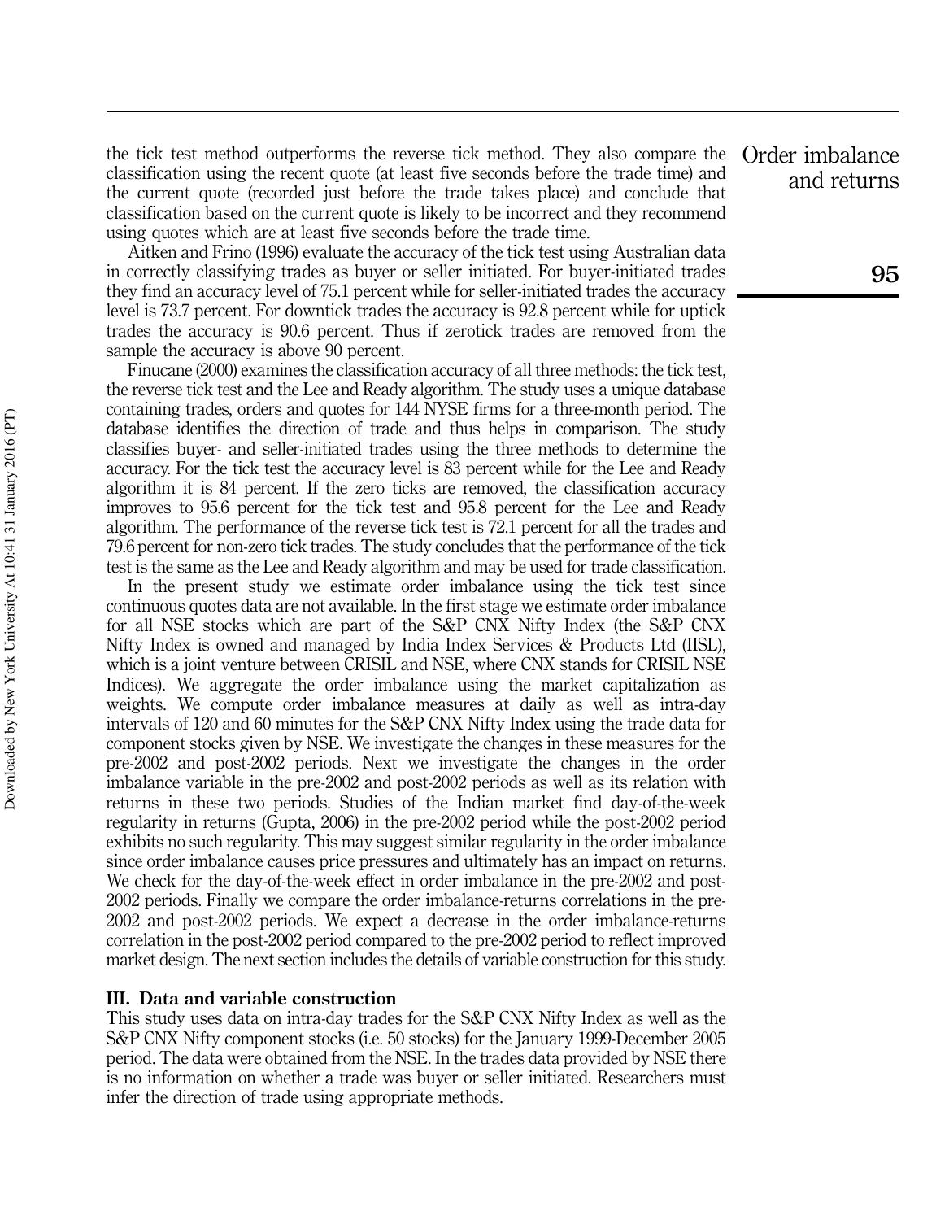the tick test method outperforms the reverse tick method. They also compare the classification using the recent quote (at least five seconds before the trade time) and the current quote (recorded just before the trade takes place) and conclude that classification based on the current quote is likely to be incorrect and they recommend using quotes which are at least five seconds before the trade time.

Aitken and Frino (1996) evaluate the accuracy of the tick test using Australian data in correctly classifying trades as buyer or seller initiated. For buyer-initiated trades they find an accuracy level of 75.1 percent while for seller-initiated trades the accuracy level is 73.7 percent. For downtick trades the accuracy is 92.8 percent while for uptick trades the accuracy is 90.6 percent. Thus if zerotick trades are removed from the sample the accuracy is above 90 percent.

Finucane (2000) examines the classification accuracy of all three methods: the tick test, the reverse tick test and the Lee and Ready algorithm. The study uses a unique database containing trades, orders and quotes for 144 NYSE firms for a three-month period. The database identifies the direction of trade and thus helps in comparison. The study classifies buyer- and seller-initiated trades using the three methods to determine the accuracy. For the tick test the accuracy level is 83 percent while for the Lee and Ready algorithm it is 84 percent. If the zero ticks are removed, the classification accuracy improves to 95.6 percent for the tick test and 95.8 percent for the Lee and Ready algorithm. The performance of the reverse tick test is 72.1 percent for all the trades and 79.6 percent for non-zero tick trades. The study concludes that the performance of the tick test is the same as the Lee and Ready algorithm and may be used for trade classification.

In the present study we estimate order imbalance using the tick test since continuous quotes data are not available. In the first stage we estimate order imbalance for all NSE stocks which are part of the S&P CNX Nifty Index (the S&P CNX Nifty Index is owned and managed by India Index Services & Products Ltd (IISL), which is a joint venture between CRISIL and NSE, where CNX stands for CRISIL NSE Indices). We aggregate the order imbalance using the market capitalization as weights. We compute order imbalance measures at daily as well as intra-day intervals of 120 and 60 minutes for the S&P CNX Nifty Index using the trade data for component stocks given by NSE. We investigate the changes in these measures for the pre-2002 and post-2002 periods. Next we investigate the changes in the order imbalance variable in the pre-2002 and post-2002 periods as well as its relation with returns in these two periods. Studies of the Indian market find day-of-the-week regularity in returns (Gupta, 2006) in the pre-2002 period while the post-2002 period exhibits no such regularity. This may suggest similar regularity in the order imbalance since order imbalance causes price pressures and ultimately has an impact on returns. We check for the day-of-the-week effect in order imbalance in the pre-2002 and post-2002 periods. Finally we compare the order imbalance-returns correlations in the pre-2002 and post-2002 periods. We expect a decrease in the order imbalance-returns correlation in the post-2002 period compared to the pre-2002 period to reflect improved market design. The next section includes the details of variable construction for this study.

## III. Data and variable construction

This study uses data on intra-day trades for the S&P CNX Nifty Index as well as the S&P CNX Nifty component stocks (i.e. 50 stocks) for the January 1999-December 2005 period. The data were obtained from the NSE. In the trades data provided by NSE there is no information on whether a trade was buyer or seller initiated. Researchers must infer the direction of trade using appropriate methods.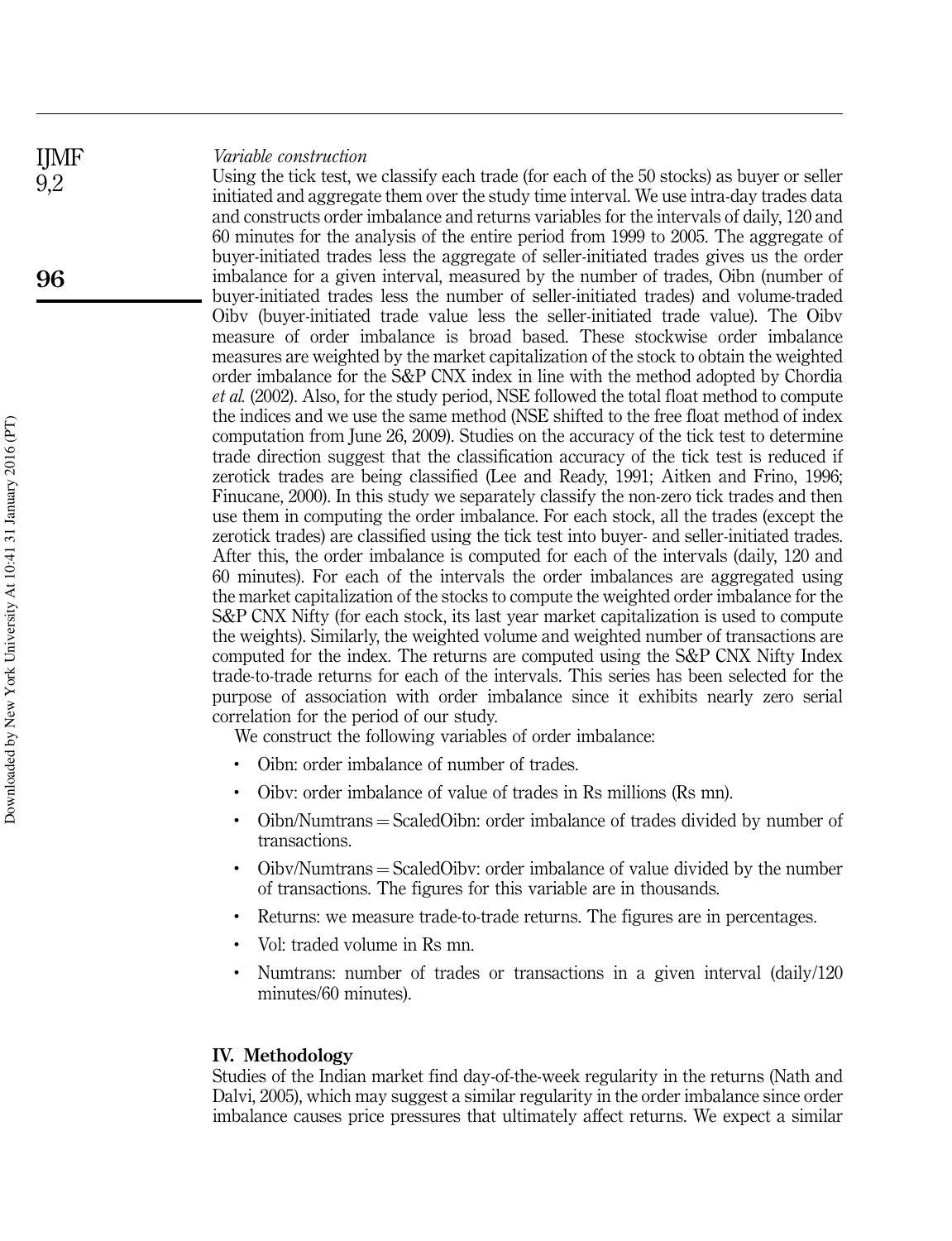*Variable construction*

Using the tick test, we classify each trade (for each of the 50 stocks) as buyer or seller initiated and aggregate them over the study time interval. We use intra-day trades data and constructs order imbalance and returns variables for the intervals of daily, 120 and 60 minutes for the analysis of the entire period from 1999 to 2005. The aggregate of buyer-initiated trades less the aggregate of seller-initiated trades gives us the order imbalance for a given interval, measured by the number of trades, Oibn (number of buyer-initiated trades less the number of seller-initiated trades) and volume-traded Oibv (buyer-initiated trade value less the seller-initiated trade value). The Oibv measure of order imbalance is broad based. These stockwise order imbalance measures are weighted by the market capitalization of the stock to obtain the weighted order imbalance for the S&P CNX index in line with the method adopted by Chordia *et al.* (2002). Also, for the study period, NSE followed the total float method to compute the indices and we use the same method (NSE shifted to the free float method of index computation from June 26, 2009). Studies on the accuracy of the tick test to determine trade direction suggest that the classification accuracy of the tick test is reduced if zerotick trades are being classified (Lee and Ready, 1991; Aitken and Frino, 1996; Finucane, 2000). In this study we separately classify the non-zero tick trades and then use them in computing the order imbalance. For each stock, all the trades (except the zerotick trades) are classified using the tick test into buyer- and seller-initiated trades. After this, the order imbalance is computed for each of the intervals (daily, 120 and 60 minutes). For each of the intervals the order imbalances are aggregated using the market capitalization of the stocks to compute the weighted order imbalance for the S&P CNX Nifty (for each stock, its last year market capitalization is used to compute the weights). Similarly, the weighted volume and weighted number of transactions are computed for the index. The returns are computed using the S&P CNX Nifty Index trade-to-trade returns for each of the intervals. This series has been selected for the purpose of association with order imbalance since it exhibits nearly zero serial correlation for the period of our study.

We construct the following variables of order imbalance:

- Oibn: order imbalance of number of trades.
- Oibv: order imbalance of value of trades in Rs millions (Rs mn).
- Oibn/Numtrans = ScaledOibn: order imbalance of trades divided by number of transactions.
- Oibv/Numtrans = ScaledOibv: order imbalance of value divided by the number of transactions. The figures for this variable are in thousands.
- Returns: we measure trade-to-trade returns. The figures are in percentages.
- Vol: traded volume in Rs mn.
- Numtrans: number of trades or transactions in a given interval (daily/120 minutes/60 minutes).

## IV. Methodology

Studies of the Indian market find day-of-the-week regularity in the returns (Nath and Dalvi, 2005), which may suggest a similar regularity in the order imbalance since order imbalance causes price pressures that ultimately affect returns. We expect a similar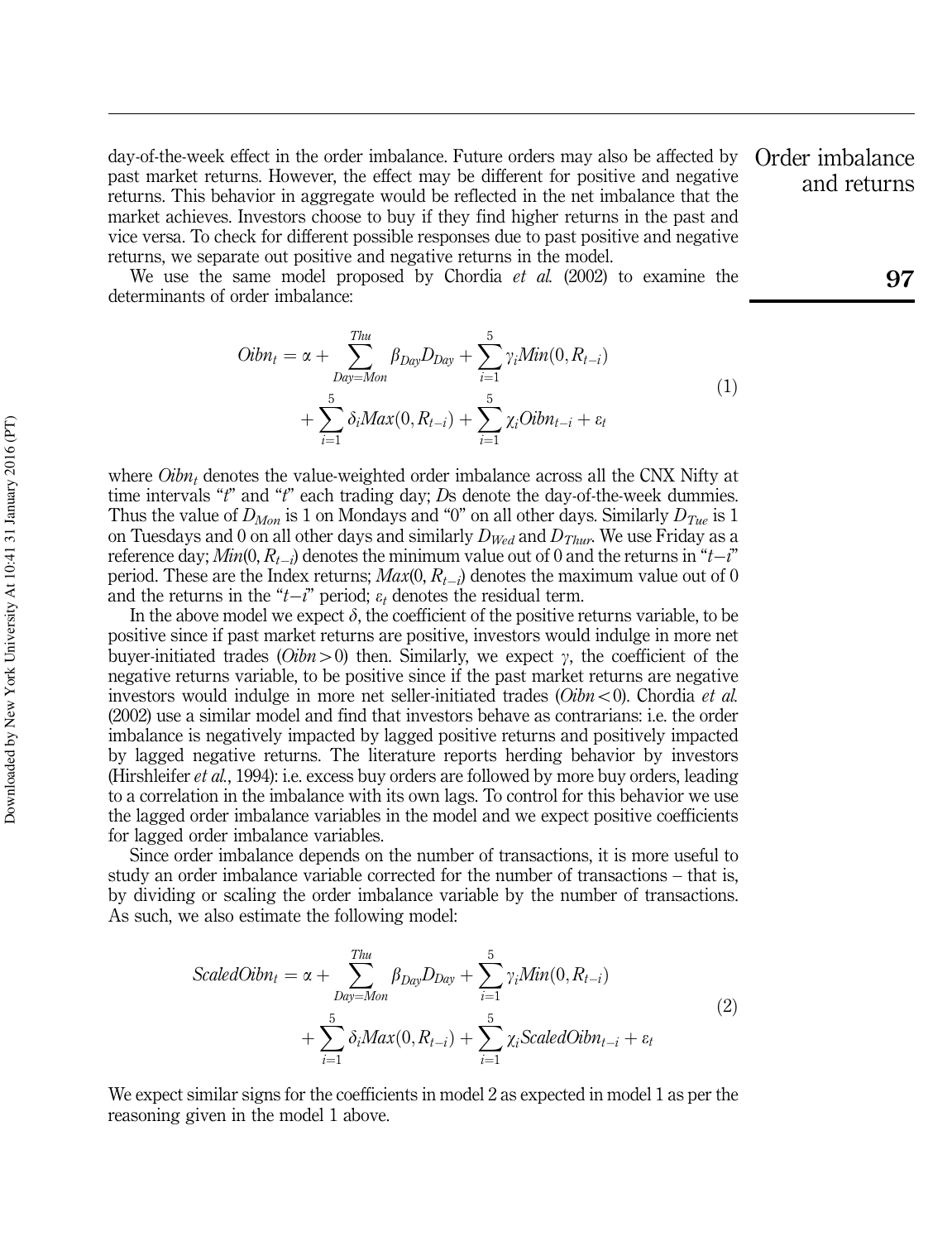day-of-the-week effect in the order imbalance. Future orders may also be affected by past market returns. However, the effect may be different for positive and negative returns. This behavior in aggregate would be reflected in the net imbalance that the market achieves. Investors choose to buy if they find higher returns in the past and vice versa. To check for different possible responses due to past positive and negative returns, we separate out positive and negative returns in the model.

We use the same model proposed by Chordia *et al.* (2002) to examine the determinants of order imbalance:

$$Oibn_t = \alpha + \sum_{Day=Mon}^{Thu} \beta_{Day} D_{Day} + \sum_{i=1}^{5} \gamma_i Min(0, R_{t-i}) + \sum_{i=1}^{5} \delta_i Max(0, R_{t-i}) + \sum_{i=1}^{5} \chi_i Oibn_{t-i} + \varepsilon_t \quad (1)$$

where $Oibn_t$ denotes the value-weighted order imbalance across all the CNX Nifty at time intervals "*t*" and "*t*" each trading day; *D*s denote the day-of-the-week dummies. Thus the value of $D_{Mon}$ is 1 on Mondays and "0" on all other days. Similarly $D_{Tue}$ is 1 on Tuesdays and 0 on all other days and similarly $D_{Wed}$ and $D_{Thur}$. We use Friday as a reference day; $Min(0, R_{t-i})$ denotes the minimum value out of 0 and the returns in "$t-i$" period. These are the Index returns; $Max(0, R_{t-i})$ denotes the maximum value out of 0 and the returns in the "$t-i$" period; $\varepsilon_t$ denotes the residual term.

In the above model we expect $\delta$, the coefficient of the positive returns variable, to be positive since if past market returns are positive, investors would indulge in more net buyer-initiated trades ($Oibn > 0$) then. Similarly, we expect $\gamma$, the coefficient of the negative returns variable, to be positive since if the past market returns are negative investors would indulge in more net seller-initiated trades ($Oibn < 0$). Chordia *et al.* (2002) use a similar model and find that investors behave as contrarians: i.e. the order imbalance is negatively impacted by lagged positive returns and positively impacted by lagged negative returns. The literature reports herding behavior by investors (Hirshleifer *et al.*, 1994): i.e. excess buy orders are followed by more buy orders, leading to a correlation in the imbalance with its own lags. To control for this behavior we use the lagged order imbalance variables in the model and we expect positive coefficients for lagged order imbalance variables.

Since order imbalance depends on the number of transactions, it is more useful to study an order imbalance variable corrected for the number of transactions – that is, by dividing or scaling the order imbalance variable by the number of transactions. As such, we also estimate the following model:

$$ScaledOibn_t = \alpha + \sum_{Day=Mon}^{Thu} \beta_{Day} D_{Day} + \sum_{i=1}^{5} \gamma_i Min(0, R_{t-i}) + \sum_{i=1}^{5} \delta_i Max(0, R_{t-i}) + \sum_{i=1}^{5} \chi_i ScaledOibn_{t-i} + \varepsilon_t \quad (2)$$

We expect similar signs for the coefficients in model 2 as expected in model 1 as per the reasoning given in the model 1 above.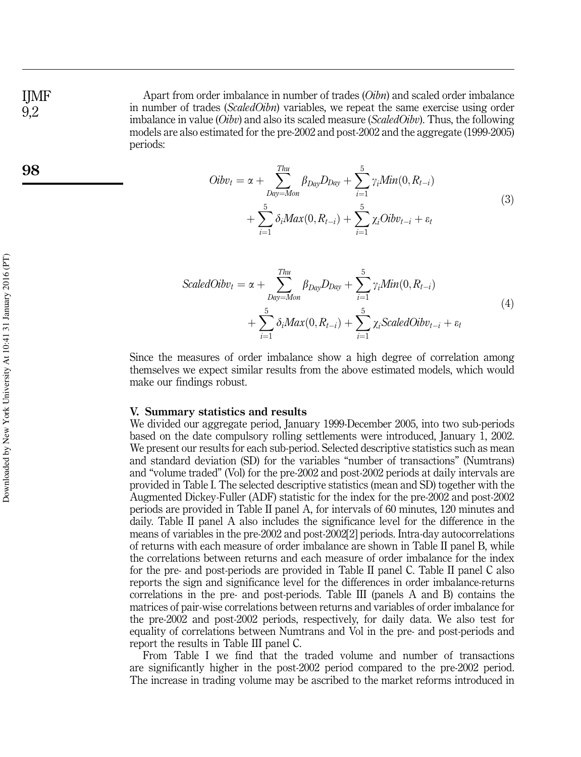Apart from order imbalance in number of trades (*Oibn*) and scaled order imbalance in number of trades (*ScaledOibn*) variables, we repeat the same exercise using order imbalance in value (*Oibv*) and also its scaled measure (*ScaledOibv*). Thus, the following models are also estimated for the pre-2002 and post-2002 and the aggregate (1999-2005) periods:

$$Oibv_t = \alpha + \sum_{Day=Mon}^{Thu} \beta_{Day} D_{Day} + \sum_{i=1}^{5} \gamma_i Min(0, R_{t-i}) + \sum_{i=1}^{5} \delta_i Max(0, R_{t-i}) + \sum_{i=1}^{5} \chi_i Oibv_{t-i} + \varepsilon_t \quad (3)$$

$$ScaledOibv_t = \alpha + \sum_{Day=Mon}^{Thu} \beta_{Day} D_{Day} + \sum_{i=1}^{5} \gamma_i Min(0, R_{t-i}) + \sum_{i=1}^{5} \delta_i Max(0, R_{t-i}) + \sum_{i=1}^{5} \chi_i ScaledOibv_{t-i} + \varepsilon_t \quad (4)$$

Since the measures of order imbalance show a high degree of correlation among themselves we expect similar results from the above estimated models, which would make our findings robust.

## V. Summary statistics and results

We divided our aggregate period, January 1999-December 2005, into two sub-periods based on the date compulsory rolling settlements were introduced, January 1, 2002. We present our results for each sub-period. Selected descriptive statistics such as mean and standard deviation (SD) for the variables "number of transactions" (Numtrans) and "volume traded" (Vol) for the pre-2002 and post-2002 periods at daily intervals are provided in Table I. The selected descriptive statistics (mean and SD) together with the Augmented Dickey-Fuller (ADF) statistic for the index for the pre-2002 and post-2002 periods are provided in Table II panel A, for intervals of 60 minutes, 120 minutes and daily. Table II panel A also includes the significance level for the difference in the means of variables in the pre-2002 and post-2002[2] periods. Intra-day autocorrelations of returns with each measure of order imbalance are shown in Table II panel B, while the correlations between returns and each measure of order imbalance for the index for the pre- and post-periods are provided in Table II panel C. Table II panel C also reports the sign and significance level for the differences in order imbalance-returns correlations in the pre- and post-periods. Table III (panels A and B) contains the matrices of pair-wise correlations between returns and variables of order imbalance for the pre-2002 and post-2002 periods, respectively, for daily data. We also test for equality of correlations between Numtrans and Vol in the pre- and post-periods and report the results in Table III panel C.

From Table I we find that the traded volume and number of transactions are significantly higher in the post-2002 period compared to the pre-2002 period. The increase in trading volume may be ascribed to the market reforms introduced in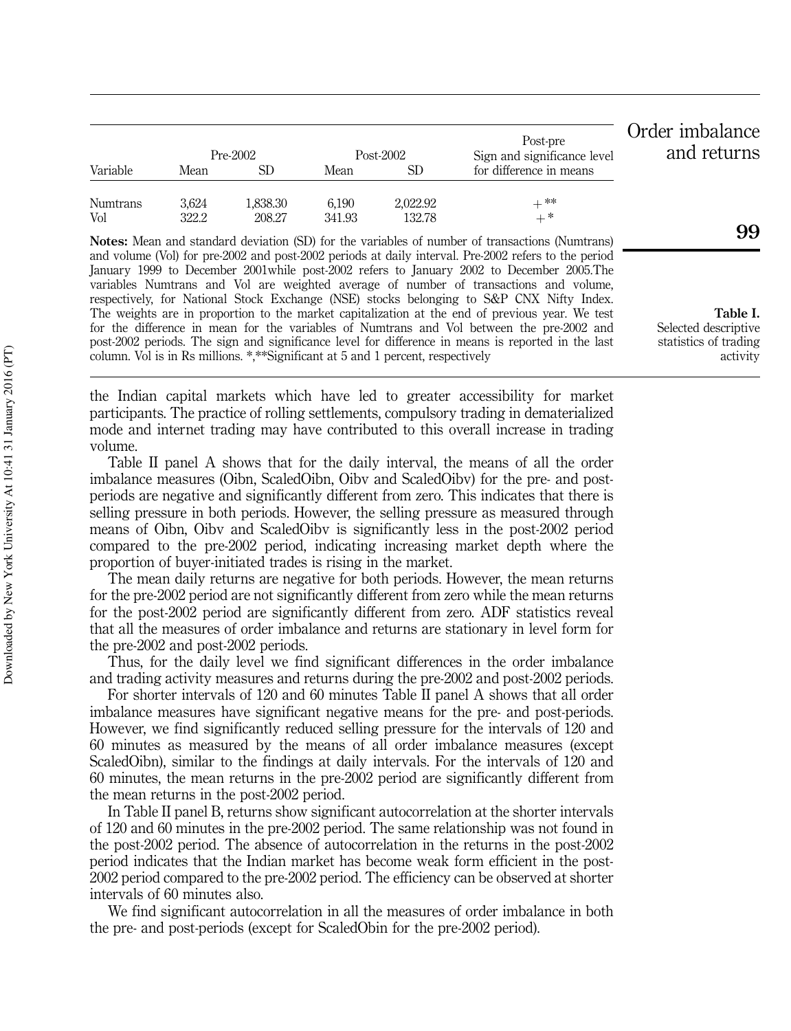**Table I.** Selected descriptive statistics of trading activity

| Variable | Pre-2002 | | Post-2002 | | Post-pre |
|---|---|---|---|---|---|
| | Mean | SD | Mean | SD | Sign and significance level for difference in means |
| Numtrans | 3,624 | 1,838.30 | 6,190 | 2,022.92 | +** |
| Vol | 322.2 | 208.27 | 341.93 | 132.78 | +* |

**Notes:** Mean and standard deviation (SD) for the variables of number of transactions (Numtrans) and volume (Vol) for pre-2002 and post-2002 periods at daily interval. Pre-2002 refers to the period January 1999 to December 2001while post-2002 refers to January 2002 to December 2005.The variables Numtrans and Vol are weighted average of number of transactions and volume, respectively, for National Stock Exchange (NSE) stocks belonging to S&P CNX Nifty Index. The weights are in proportion to the market capitalization at the end of previous year. We test for the difference in mean for the variables of Numtrans and Vol between the pre-2002 and post-2002 periods. The sign and significance level for difference in means is reported in the last column. Vol is in Rs millions. *,**Significant at 5 and 1 percent, respectively

the Indian capital markets which have led to greater accessibility for market participants. The practice of rolling settlements, compulsory trading in dematerialized mode and internet trading may have contributed to this overall increase in trading volume.

Table II panel A shows that for the daily interval, the means of all the order imbalance measures (Oibn, ScaledOibn, Oibv and ScaledOibv) for the pre- and post-periods are negative and significantly different from zero. This indicates that there is selling pressure in both periods. However, the selling pressure as measured through means of Oibn, Oibv and ScaledOibv is significantly less in the post-2002 period compared to the pre-2002 period, indicating increasing market depth where the proportion of buyer-initiated trades is rising in the market.

The mean daily returns are negative for both periods. However, the mean returns for the pre-2002 period are not significantly different from zero while the mean returns for the post-2002 period are significantly different from zero. ADF statistics reveal that all the measures of order imbalance and returns are stationary in level form for the pre-2002 and post-2002 periods.

Thus, for the daily level we find significant differences in the order imbalance and trading activity measures and returns during the pre-2002 and post-2002 periods.

For shorter intervals of 120 and 60 minutes Table II panel A shows that all order imbalance measures have significant negative means for the pre- and post-periods. However, we find significantly reduced selling pressure for the intervals of 120 and 60 minutes as measured by the means of all order imbalance measures (except ScaledOibn), similar to the findings at daily intervals. For the intervals of 120 and 60 minutes, the mean returns in the pre-2002 period are significantly different from the mean returns in the post-2002 period.

In Table II panel B, returns show significant autocorrelation at the shorter intervals of 120 and 60 minutes in the pre-2002 period. The same relationship was not found in the post-2002 period. The absence of autocorrelation in the returns in the post-2002 period indicates that the Indian market has become weak form efficient in the post-2002 period compared to the pre-2002 period. The efficiency can be observed at shorter intervals of 60 minutes also.

We find significant autocorrelation in all the measures of order imbalance in both the pre- and post-periods (except for ScaledObin for the pre-2002 period).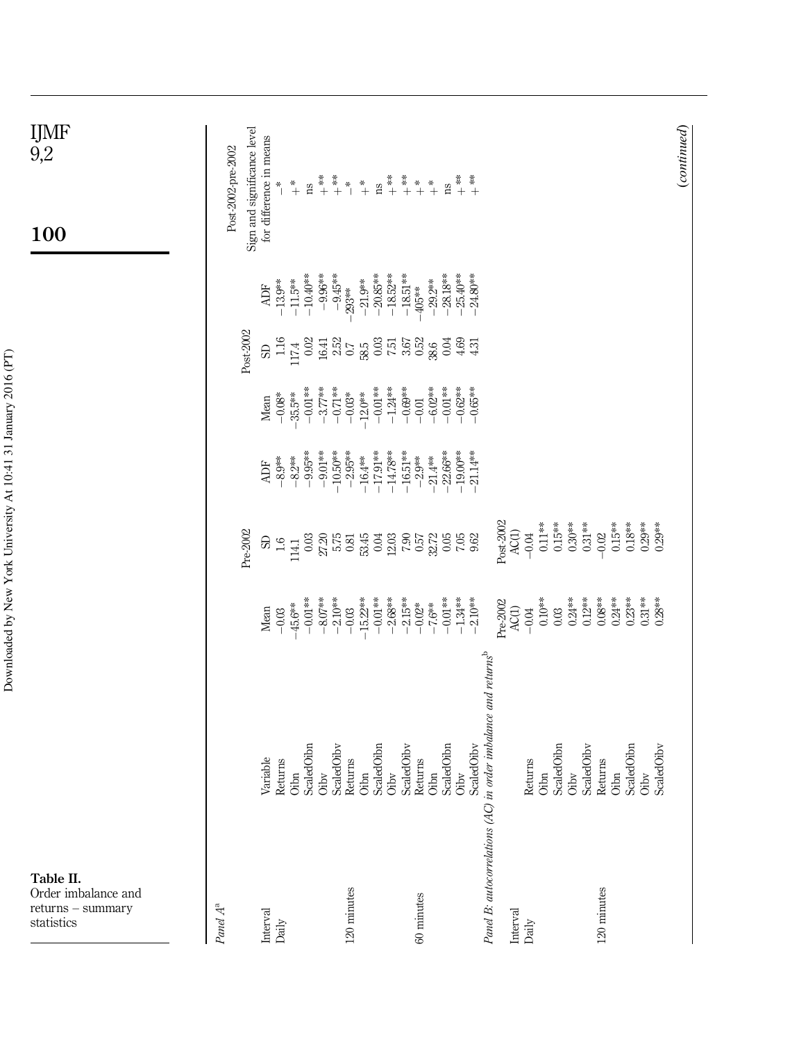**Table II.** Order imbalance and returns – summary statistics

Panel A[a]

| Interval | Variable | Pre-2002 Mean | Pre-2002 SD | Pre-2002 ADF | Post-2002 Mean | Post-2002 SD | Post-2002 ADF | Post-2002-pre-2002 Sign and significance level for difference in means |
|---|---|---|---|---|---|---|---|---|
| Daily | Returns | −0.03 | 1.6 | −8.9** | −0.08* | 1.16 | −13.9** | −* |
| | Oibn | −45.6** | 114.1 | −8.2** | −35.5** | 117.4 | −11.5** | +* |
| | ScaledOibn | −0.01** | 0.03 | −9.95** | −0.01** | 0.02 | −10.40** | ns |
| | Oibv | −8.07** | 27.20 | −9.01** | −3.77** | 16.41 | −9.96** | +** |
| | ScaledOibv | −2.10** | 5.75 | −10.50** | −0.71** | 2.52 | −9.45** | +** |
| 120 minutes | Returns | −0.03 | 0.81 | −2.95** | −0.03* | 0.7 | −293** | −* |
| | Oibn | −15.22** | 53.45 | −16.4** | −12.0** | 58.5 | −21.9** | +* |
| | ScaledOibn | −0.01** | 0.04 | −17.91** | −0.01** | 0.03 | −20.85** | ns |
| | Oibv | −2.68** | 12.03 | −14.78** | −1.24** | 7.51 | −18.52** | +** |
| | ScaledOibv | −2.15** | 7.90 | −16.51** | −0.69** | 3.67 | −18.51** | +** |
| 60 minutes | Returns | −0.02* | 0.57 | −2.9** | −0.01 | 0.52 | −405** | +* |
| | Oibn | −7.6** | 32.72 | −21.4** | −6.02** | 38.6 | −29.2** | +* |
| | ScaledOibn | −0.01** | 0.05 | −22.66** | −0.01** | 0.04 | −28.18** | ns |
| | Oibv | −1.34** | 7.05 | −19.00** | −0.62** | 4.69 | −25.40** | +** |
| | ScaledOibv | −2.10** | 9.62 | −21.14** | −0.65** | 4.31 | −24.80** | +** |

*Panel B: autocorrelations (AC) in order imbalance and returns*[b]

| Interval | Variable | Pre-2002 AC(1) | Post-2002 AC(1) |
|---|---|---|---|
| Daily | Returns | −0.04 | −0.04 |
| | Oibn | 0.10** | 0.11** |
| | ScaledOibn | 0.03 | 0.15** |
| | Oibv | 0.24** | 0.30** |
| | ScaledOibv | 0.12** | 0.31** |
| 120 minutes | Returns | 0.08** | −0.02 |
| | Oibn | 0.24** | 0.15** |
| | ScaledOibn | 0.23** | 0.18** |
| | Oibv | 0.31** | 0.29** |
| | ScaledOibv | 0.28** | 0.29** |

(*continued*)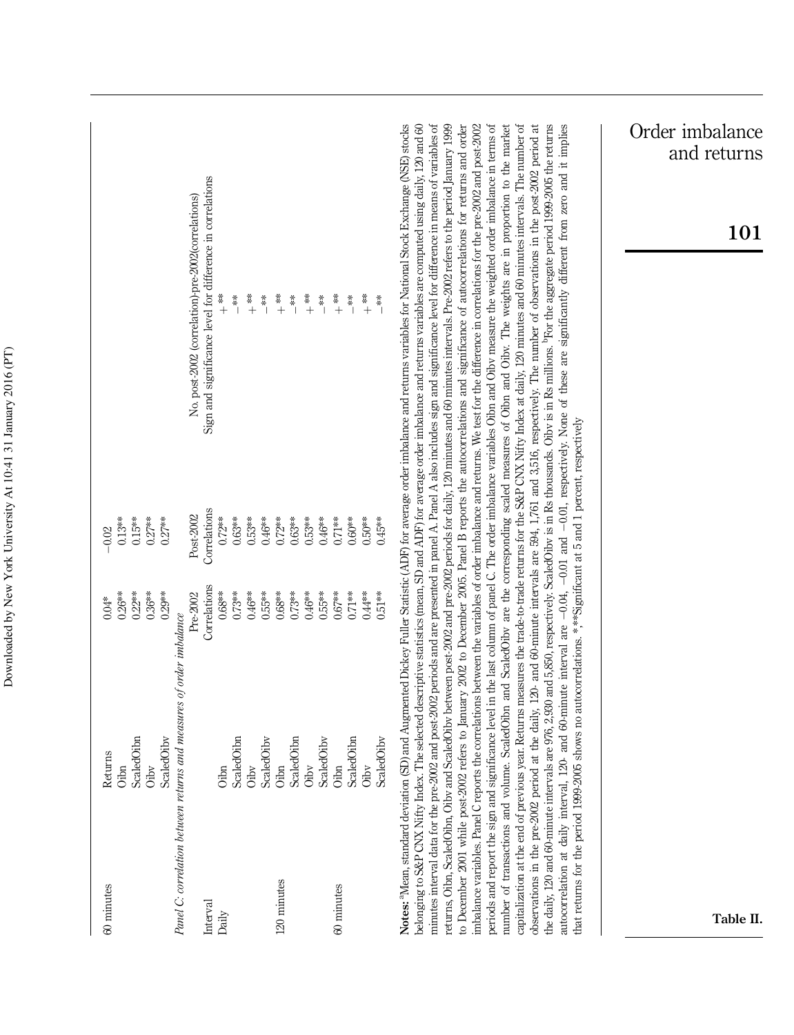| 60 minutes | Returns | 0.04* | −0.02 |
|---|---|---|---|
| | Oibn | 0.26** | 0.13** |
| | ScaledOibn | 0.22** | 0.15** |
| | Oibv | 0.36** | 0.27** |
| | ScaledOibv | 0.29** | 0.27** |

*Panel C: correlation between returns and measures of order imbalance*

| Interval | | Pre-2002 Correlations | Post-2002 Correlations | No. post-2002 (correlation)-pre-2002(correlations) Sign and significance level for difference in correlations |
|---|---|---|---|---|
| Daily | Oibn | 0.68** | 0.72** | +** |
| | ScaledOibn | 0.73** | 0.63** | −** |
| | Oibv | 0.46** | 0.53** | +** |
| | ScaledOibv | 0.55** | 0.46** | −** |
| 120 minutes | Oibn | 0.68** | 0.72** | +** |
| | ScaledOibn | 0.73** | 0.63** | −** |
| | Oibv | 0.46** | 0.53** | +** |
| | ScaledOibv | 0.55** | 0.46** | −** |
| 60 minutes | Oibn | 0.67** | 0.71** | +** |
| | ScaledOibn | 0.71** | 0.60** | −** |
| | Oibv | 0.44** | 0.50** | +** |
| | ScaledOibv | 0.51** | 0.45** | −** |

**Notes:** [a]Mean, standard deviation (SD) and Augmented Dickey Fuller Statistic (ADF) for average order imbalance and returns variables for National Stock Exchange (NSE) stocks belonging to S&P CNX Nifty Index. The selected descriptive statistics (mean, SD and ADF) for average order imbalance and returns variables are computed using daily, 120 and 60 minutes interval data for the pre-2002 and post-2002 periods and are presented in panel A. Panel A also includes sign and significance level for difference in means of variables of returns, Oibn, ScaledOibn, Oibv and ScaledOibv between post-2002 and pre-2002 periods for daily, 120 minutes and 60 minutes intervals. Pre-2002 refers to the period January 1999 to December 2001 while post-2002 refers to January 2002 to December 2005. Panel B reports the autocorrelations and significance of autocorrelations for returns and order imbalance variables. Panel C reports the correlations between the variables of order imbalance and returns. We test for the difference in correlations for the pre-2002 and post-2002 periods and report the sign and significance level in the last column of panel C. The order imbalance variables Oibn and Oibv measure the weighted order imbalance in terms of number of transactions and volume. ScaledOibn and ScaledOibv are the corresponding scaled measures of Oibn and Oibv. The weights are in proportion to the market capitalization at the end of previous year. Returns measures the trade-to-trade returns for the S&P CNX Nifty Index at daily, 120 minutes and 60 minutes intervals. The number of observations in the pre-2002 period at the daily, 120- and 60-minute intervals are 594, 1,761 and 3,516, respectively. The number of observations in the post-2002 period at the daily, 120 and 60-minute intervals are 976, 2,930 and 5,850, respectively. ScaledOibv is in Rs thousands. Oibv is in Rs millions. [b]For the aggregate period 1999-2005 the returns autocorrelation at daily interval, 120- and 60-minute interval are −0.04, −0.01 and −0.01, respectively. None of these are significantly different from zero and it implies that returns for the period 1999-2005 shows no autocorrelations. *,**Significant at 5 and 1 percent, respectively

**Table II.**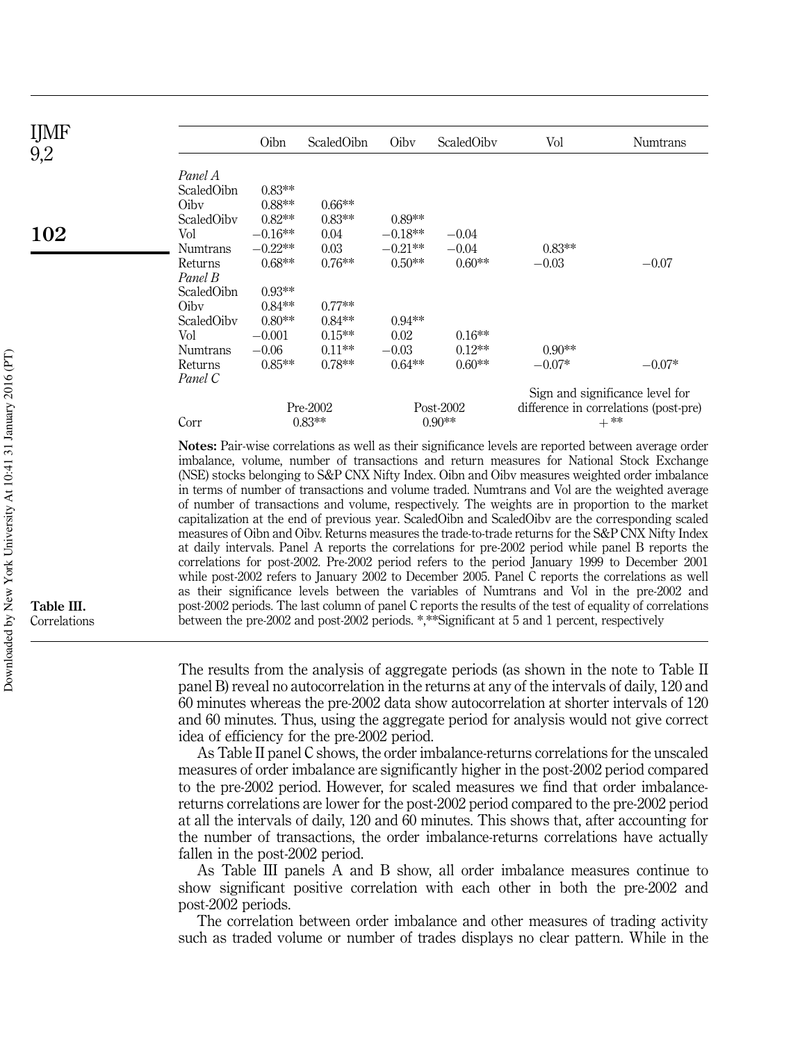**Table III.** Correlations

|  | Oibn | ScaledOibn | Oibv | ScaledOibv | Vol | Numtrans |
|---|---|---|---|---|---|---|
| *Panel A* | | | | | | |
| ScaledOibn | 0.83** | | | | | |
| Oibv | 0.88** | 0.66** | | | | |
| ScaledOibv | 0.82** | 0.83** | 0.89** | | | |
| Vol | −0.16** | 0.04 | −0.18** | −0.04 | | |
| Numtrans | −0.22** | 0.03 | −0.21** | −0.04 | 0.83** | |
| Returns | 0.68** | 0.76** | 0.50** | 0.60** | −0.03 | −0.07 |
| *Panel B* | | | | | | |
| ScaledOibn | 0.93** | | | | | |
| Oibv | 0.84** | 0.77** | | | | |
| ScaledOibv | 0.80** | 0.84** | 0.94** | | | |
| Vol | −0.001 | 0.15** | 0.02 | 0.16** | | |
| Numtrans | −0.06 | 0.11** | −0.03 | 0.12** | 0.90** | |
| Returns | 0.85** | 0.78** | 0.64** | 0.60** | −0.07* | −0.07* |

| *Panel C* | Pre-2002 | Post-2002 | Sign and significance level for difference in correlations (post-pre) |
|---|---|---|---|
| Corr | 0.83** | 0.90** | + ** |

**Notes:** Pair-wise correlations as well as their significance levels are reported between average order imbalance, volume, number of transactions and return measures for National Stock Exchange (NSE) stocks belonging to S&P CNX Nifty Index. Oibn and Oibv measures weighted order imbalance in terms of number of transactions and volume traded. Numtrans and Vol are the weighted average of number of transactions and volume, respectively. The weights are in proportion to the market capitalization at the end of previous year. ScaledOibn and ScaledOibv are the corresponding scaled measures of Oibn and Oibv. Returns measures the trade-to-trade returns for the S&P CNX Nifty Index at daily intervals. Panel A reports the correlations for pre-2002 period while panel B reports the correlations for post-2002. Pre-2002 period refers to the period January 1999 to December 2001 while post-2002 refers to January 2002 to December 2005. Panel C reports the correlations as well as their significance levels between the variables of Numtrans and Vol in the pre-2002 and post-2002 periods. The last column of panel C reports the results of the test of equality of correlations between the pre-2002 and post-2002 periods. *,**Significant at 5 and 1 percent, respectively

The results from the analysis of aggregate periods (as shown in the note to Table II panel B) reveal no autocorrelation in the returns at any of the intervals of daily, 120 and 60 minutes whereas the pre-2002 data show autocorrelation at shorter intervals of 120 and 60 minutes. Thus, using the aggregate period for analysis would not give correct idea of efficiency for the pre-2002 period.

As Table II panel C shows, the order imbalance-returns correlations for the unscaled measures of order imbalance are significantly higher in the post-2002 period compared to the pre-2002 period. However, for scaled measures we find that order imbalance-returns correlations are lower for the post-2002 period compared to the pre-2002 period at all the intervals of daily, 120 and 60 minutes. This shows that, after accounting for the number of transactions, the order imbalance-returns correlations have actually fallen in the post-2002 period.

As Table III panels A and B show, all order imbalance measures continue to show significant positive correlation with each other in both the pre-2002 and post-2002 periods.

The correlation between order imbalance and other measures of trading activity such as traded volume or number of trades displays no clear pattern. While in the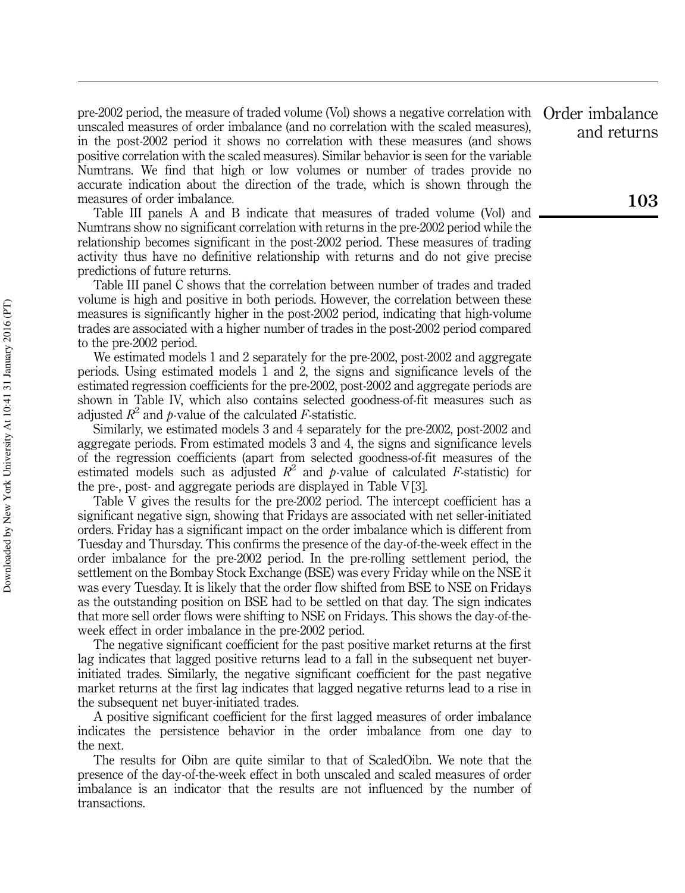pre-2002 period, the measure of traded volume (Vol) shows a negative correlation with unscaled measures of order imbalance (and no correlation with the scaled measures), in the post-2002 period it shows no correlation with these measures (and shows positive correlation with the scaled measures). Similar behavior is seen for the variable Numtrans. We find that high or low volumes or number of trades provide no accurate indication about the direction of the trade, which is shown through the measures of order imbalance.

Table III panels A and B indicate that measures of traded volume (Vol) and Numtrans show no significant correlation with returns in the pre-2002 period while the relationship becomes significant in the post-2002 period. These measures of trading activity thus have no definitive relationship with returns and do not give precise predictions of future returns.

Table III panel C shows that the correlation between number of trades and traded volume is high and positive in both periods. However, the correlation between these measures is significantly higher in the post-2002 period, indicating that high-volume trades are associated with a higher number of trades in the post-2002 period compared to the pre-2002 period.

We estimated models 1 and 2 separately for the pre-2002, post-2002 and aggregate periods. Using estimated models 1 and 2, the signs and significance levels of the estimated regression coefficients for the pre-2002, post-2002 and aggregate periods are shown in Table IV, which also contains selected goodness-of-fit measures such as adjusted $R^2$ and $p$-value of the calculated $F$-statistic.

Similarly, we estimated models 3 and 4 separately for the pre-2002, post-2002 and aggregate periods. From estimated models 3 and 4, the signs and significance levels of the regression coefficients (apart from selected goodness-of-fit measures of the estimated models such as adjusted $R^2$ and $p$-value of calculated $F$-statistic) for the pre-, post- and aggregate periods are displayed in Table V [3].

Table V gives the results for the pre-2002 period. The intercept coefficient has a significant negative sign, showing that Fridays are associated with net seller-initiated orders. Friday has a significant impact on the order imbalance which is different from Tuesday and Thursday. This confirms the presence of the day-of-the-week effect in the order imbalance for the pre-2002 period. In the pre-rolling settlement period, the settlement on the Bombay Stock Exchange (BSE) was every Friday while on the NSE it was every Tuesday. It is likely that the order flow shifted from BSE to NSE on Fridays as the outstanding position on BSE had to be settled on that day. The sign indicates that more sell order flows were shifting to NSE on Fridays. This shows the day-of-the-week effect in order imbalance in the pre-2002 period.

The negative significant coefficient for the past positive market returns at the first lag indicates that lagged positive returns lead to a fall in the subsequent net buyer-initiated trades. Similarly, the negative significant coefficient for the past negative market returns at the first lag indicates that lagged negative returns lead to a rise in the subsequent net buyer-initiated trades.

A positive significant coefficient for the first lagged measures of order imbalance indicates the persistence behavior in the order imbalance from one day to the next.

The results for Oibn are quite similar to that of ScaledOibn. We note that the presence of the day-of-the-week effect in both unscaled and scaled measures of order imbalance is an indicator that the results are not influenced by the number of transactions.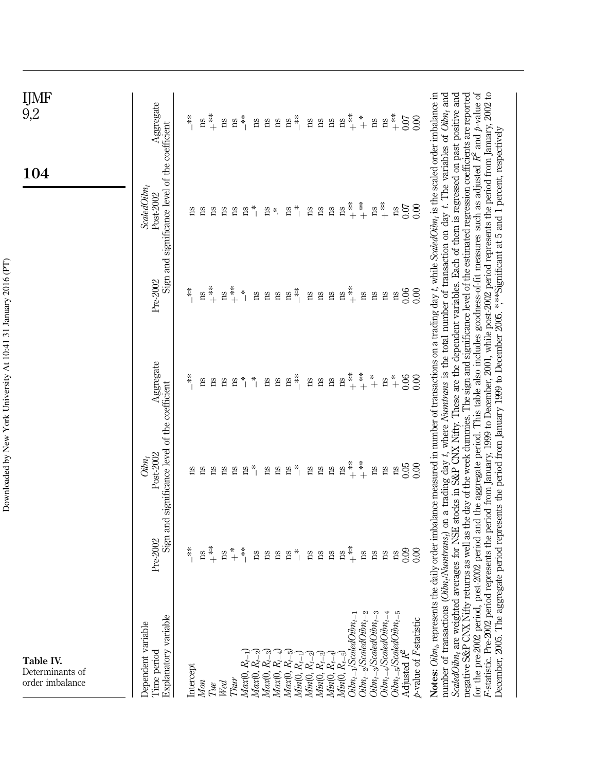**Table IV.** Determinants of order imbalance

| Dependent variable | $Oibn_t$ | | | $ScaledOibn_t$ | | |
|---|---|---|---|---|---|---|
| Time period | Pre-2002 | Post-2002 | Aggregate | Pre-2002 | Post-2002 | Aggregate |
| Explanatory variable | Sign and significance level of the coefficient | | | Sign and significance level of the coefficient | | |
| Intercept | −** | ns | −** | −** | ns | −** |
| *Mon* | ns | ns | ns | ns | ns | ns |
| *Tue* | +** | ns | ns | +** | ns | +** |
| *Wed* | ns | ns | ns | ns | ns | ns |
| *Thur* | +* | ns | ns | +** | ns | ns |
| $Max(0, R_{t-1})$ | −** | ns | −* | −* | ns | −** |
| $Max(0, R_{t-2})$ | ns | −* | −* | ns | −* | ns |
| $Max(0, R_{t-3})$ | ns | ns | ns | ns | ns | ns |
| $Max(0, R_{t-4})$ | ns | ns | ns | ns | −* | ns |
| $Max(0, R_{t-5})$ | ns | ns | ns | ns | ns | ns |
| $Min(0, R_{t-1})$ | −* | −* | −** | −** | −* | −** |
| $Min(0, R_{t-2})$ | ns | ns | ns | ns | ns | ns |
| $Min(0, R_{t-3})$ | ns | ns | ns | ns | ns | ns |
| $Min(0, R_{t-4})$ | ns | ns | ns | ns | ns | ns |
| $Min(0, R_{t-5})$ | ns | ns | ns | ns | ns | ns |
| $Oibn_{t-1}/ScaledOibn_{t-1}$ | +** | +** | +** | +** | +** | +** |
| $Oibn_{t-2}/ScaledOibn_{t-2}$ | ns | +** | +** | ns | +** | +* |
| $Oibn_{t-3}/ScaledOibn_{t-3}$ | ns | ns | +* | ns | ns | ns |
| $Oibn_{t-4}/ScaledOibn_{t-4}$ | ns | ns | ns | ns | +** | ns |
| $Oibn_{t-5}/ScaledOibn_{t-5}$ | ns | ns | +* | ns | ns | +** |
| Adjusted $R^2$ | 0.09 | 0.05 | 0.06 | 0.06 | 0.07 | 0.07 |
| *p*-value of *F*-statistic | 0.00 | 0.00 | 0.00 | 0.00 | 0.00 | 0.00 |

**Notes:** $Oibn_t$, represents the daily order imbalance measured in number of transactions on a trading day *t*, while $ScaledOibn_t$ is the scaled order imbalance in number of transactions ($Oibn_t/Numtrans_t$) on a trading day *t*, where *Numtrans* is the total number of transaction on day *t*. The variables of $Oibn_t$ and $ScaledOibn_t$ are weighted averages for NSE stocks in S&P CNX Nifty. These are the dependent variables. Each of them is regressed on past positive and negative S&P CNX Nifty returns as well as the day of the week dummies. The sign and significance level of the estimated regression coefficients are reported for the pre-2002 period, post-2002 period and the aggregate period. This table also includes goodness-of-fit measures such as adjusted $R^2$ and *p*-value of *F*-statistic. Pre-2002 period represents the period from January, 1999 to December, 2001, while post-2002 period represents the period from January, 2002 to December, 2005. The aggregate period represents the period from January 1999 to December 2005. *,**Significant at 5 and 1 percent, respectively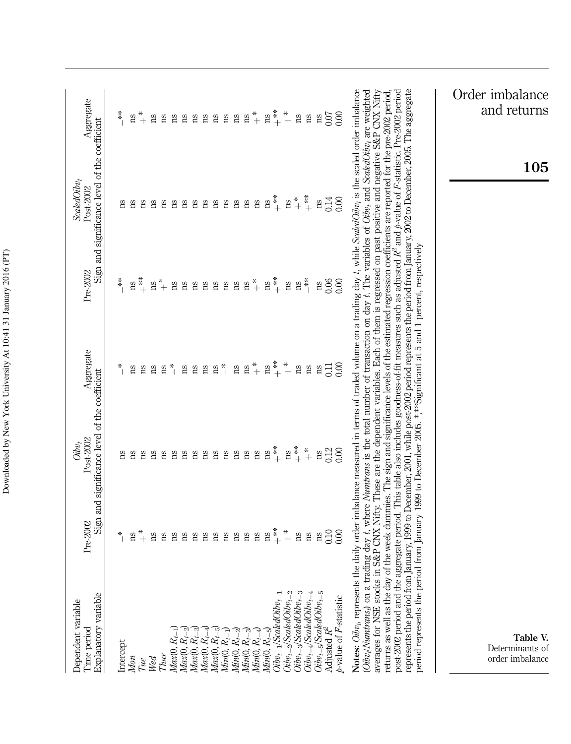**Table V.** Determinants of order imbalance

| Dependent variable | $Oibv_t$ | | | $ScaledOibv_t$ | | |
|---|---|---|---|---|---|---|
| Time period | Pre-2002 | Post-2002 | Aggregate | Pre-2002 | Post-2002 | Aggregate |
| Explanatory variable | Sign and significance level of the coefficient | | | Sign and significance level of the coefficient | | |
| Intercept | $-^{*}$ | ns | $-^{*}$ | $-^{**}$ | ns | $-^{**}$ |
| *Mon* | ns | ns | ns | ns | ns | ns |
| *Tue* | $+^{*}$ | ns | ns | $+^{**}$ | ns | $+^{*}$ |
| *Wed* | ns | ns | ns | ns | ns | ns |
| *Thur* | ns | ns | ns | $+^{a}$ | ns | ns |
| $Max(0, R_{t-1})$ | ns | ns | $-^{*}$ | ns | ns | ns |
| $Max(0, R_{t-2})$ | ns | ns | ns | ns | ns | ns |
| $Max(0, R_{t-3})$ | ns | ns | ns | ns | ns | ns |
| $Max(0, R_{t-4})$ | ns | ns | ns | ns | ns | ns |
| $Max(0, R_{t-5})$ | ns | ns | ns | ns | ns | ns |
| $Min(0, R_{t-1})$ | ns | ns | $-^{*}$ | ns | ns | ns |
| $Min(0, R_{t-2})$ | ns | ns | ns | ns | ns | ns |
| $Min(0, R_{t-3})$ | ns | ns | ns | ns | ns | ns |
| $Min(0, R_{t-4})$ | ns | ns | $+^{*}$ | $+^{*}$ | ns | $+^{*}$ |
| $Min(0, R_{t-5})$ | ns | ns | ns | ns | ns | ns |
| $Oibv_{t-1}/ScaledOibv_{t-1}$ | $+^{**}$ | $+^{**}$ | $+^{**}$ | $+^{**}$ | $+^{**}$ | $+^{**}$ |
| $Oibv_{t-2}/ScaledOibv_{t-2}$ | $+^{*}$ | ns | $+^{*}$ | ns | ns | $+^{*}$ |
| $Oibv_{t-3}/ScaledOibv_{t-3}$ | ns | $+^{**}$ | ns | ns | $+^{*}$ | ns |
| $Oibv_{t-4}/ScaledOibv_{t-4}$ | ns | $+^{*}$ | ns | $-^{**}$ | $+^{**}$ | ns |
| $Oibv_{t-5}/ScaledOibv_{t-5}$ | ns | ns | ns | ns | ns | ns |
| Adjusted $R^2$ | 0.10 | 0.12 | 0.11 | 0.06 | 0.14 | 0.07 |
| *p*-value of *F*-statistic | 0.00 | 0.00 | 0.00 | 0.00 | 0.00 | 0.00 |

**Notes:** $Oibv_t$, represents the daily order imbalance measured in terms of traded volume on a trading day *t*, while $ScaledOibv_t$ is the scaled order imbalance ($Oibv_t/Numtrans_t$) on a trading day *t*, where *Numtrans* is the total number of transaction on day *t*. The variables of $Oibv_t$ and $ScaledOibv_t$ are weighted averages for NSE stocks in S&P CNX Nifty. These are the dependent variables. Each of them is regressed on past positive and negative S&P CNX Nifty returns as well as the day of the week dummies. The sign and significance levels of the estimated regression coefficients are reported for the pre-2002 period, post-2002 period and the aggregate period. This table also includes goodness-of-fit measures such as adjusted $R^2$ and *p*-value of *F*-statistic. Pre-2002 period represents the period from January, 1999 to December, 2001, while post-2002 period represents the period from January, 2002 to December, 2005. The aggregate period represents the period from January 1999 to December 2005. *,**Significant at 5 and 1 percent, respectively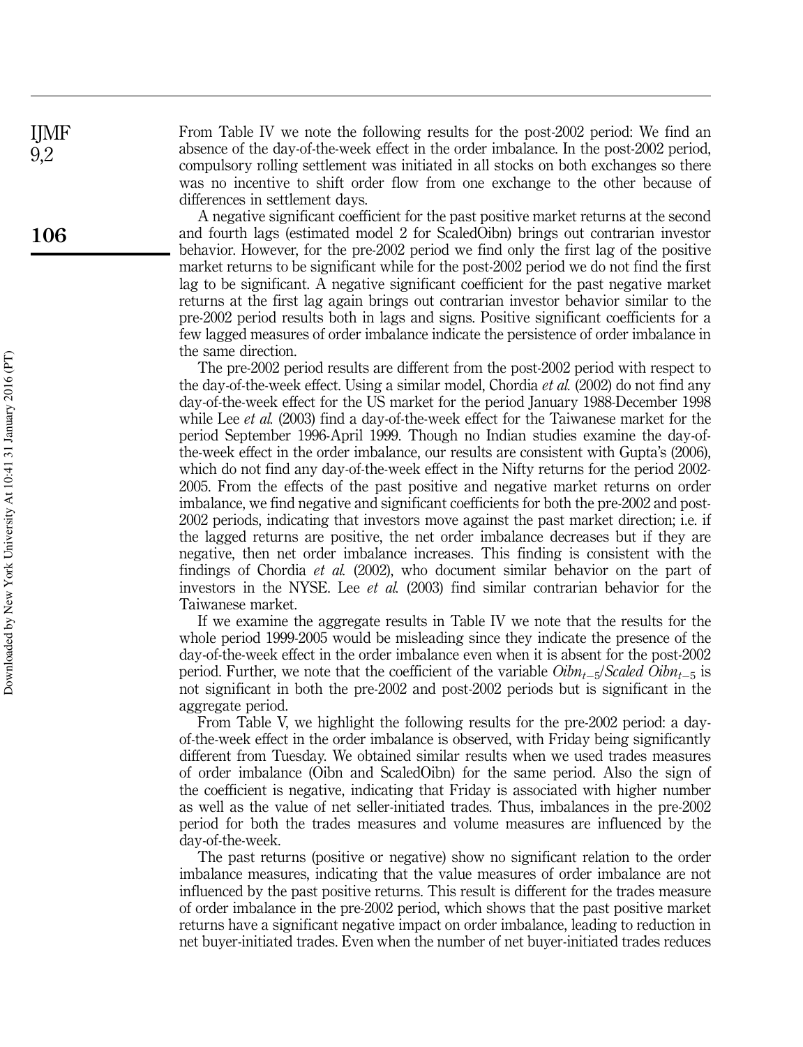From Table IV we note the following results for the post-2002 period: We find an absence of the day-of-the-week effect in the order imbalance. In the post-2002 period, compulsory rolling settlement was initiated in all stocks on both exchanges so there was no incentive to shift order flow from one exchange to the other because of differences in settlement days.

A negative significant coefficient for the past positive market returns at the second and fourth lags (estimated model 2 for ScaledOibn) brings out contrarian investor behavior. However, for the pre-2002 period we find only the first lag of the positive market returns to be significant while for the post-2002 period we do not find the first lag to be significant. A negative significant coefficient for the past negative market returns at the first lag again brings out contrarian investor behavior similar to the pre-2002 period results both in lags and signs. Positive significant coefficients for a few lagged measures of order imbalance indicate the persistence of order imbalance in the same direction.

The pre-2002 period results are different from the post-2002 period with respect to the day-of-the-week effect. Using a similar model, Chordia *et al.* (2002) do not find any day-of-the-week effect for the US market for the period January 1988-December 1998 while Lee *et al.* (2003) find a day-of-the-week effect for the Taiwanese market for the period September 1996-April 1999. Though no Indian studies examine the day-of-the-week effect in the order imbalance, our results are consistent with Gupta's (2006), which do not find any day-of-the-week effect in the Nifty returns for the period 2002-2005. From the effects of the past positive and negative market returns on order imbalance, we find negative and significant coefficients for both the pre-2002 and post-2002 periods, indicating that investors move against the past market direction; i.e. if the lagged returns are positive, the net order imbalance decreases but if they are negative, then net order imbalance increases. This finding is consistent with the findings of Chordia *et al.* (2002), who document similar behavior on the part of investors in the NYSE. Lee *et al.* (2003) find similar contrarian behavior for the Taiwanese market.

If we examine the aggregate results in Table IV we note that the results for the whole period 1999-2005 would be misleading since they indicate the presence of the day-of-the-week effect in the order imbalance even when it is absent for the post-2002 period. Further, we note that the coefficient of the variable $Oibn_{t-5}/Scaled\ Oibn_{t-5}$ is not significant in both the pre-2002 and post-2002 periods but is significant in the aggregate period.

From Table V, we highlight the following results for the pre-2002 period: a day-of-the-week effect in the order imbalance is observed, with Friday being significantly different from Tuesday. We obtained similar results when we used trades measures of order imbalance (Oibn and ScaledOibn) for the same period. Also the sign of the coefficient is negative, indicating that Friday is associated with higher number as well as the value of net seller-initiated trades. Thus, imbalances in the pre-2002 period for both the trades measures and volume measures are influenced by the day-of-the-week.

The past returns (positive or negative) show no significant relation to the order imbalance measures, indicating that the value measures of order imbalance are not influenced by the past positive returns. This result is different for the trades measure of order imbalance in the pre-2002 period, which shows that the past positive market returns have a significant negative impact on order imbalance, leading to reduction in net buyer-initiated trades. Even when the number of net buyer-initiated trades reduces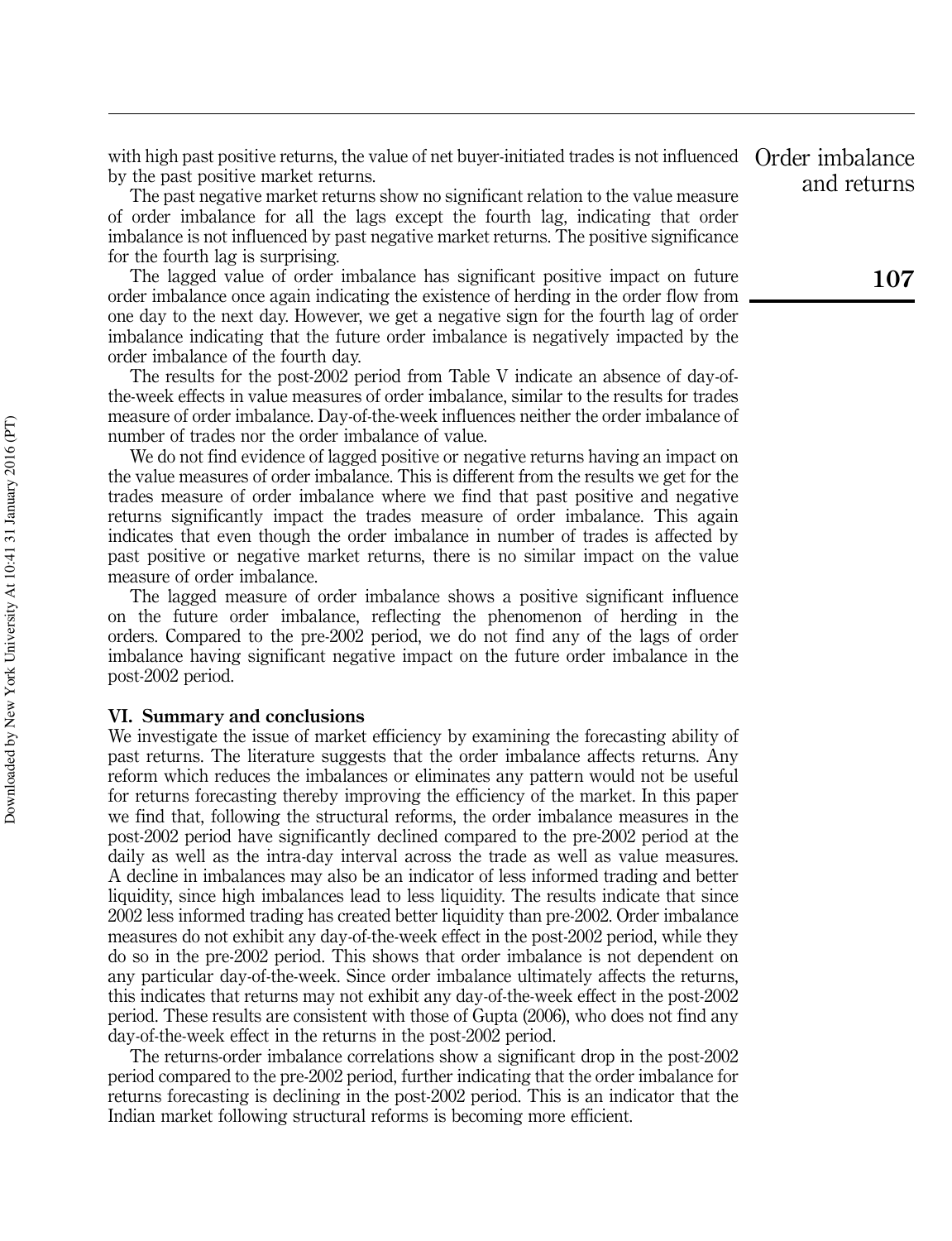with high past positive returns, the value of net buyer-initiated trades is not influenced by the past positive market returns.

The past negative market returns show no significant relation to the value measure of order imbalance for all the lags except the fourth lag, indicating that order imbalance is not influenced by past negative market returns. The positive significance for the fourth lag is surprising.

The lagged value of order imbalance has significant positive impact on future order imbalance once again indicating the existence of herding in the order flow from one day to the next day. However, we get a negative sign for the fourth lag of order imbalance indicating that the future order imbalance is negatively impacted by the order imbalance of the fourth day.

The results for the post-2002 period from Table V indicate an absence of day-of-the-week effects in value measures of order imbalance, similar to the results for trades measure of order imbalance. Day-of-the-week influences neither the order imbalance of number of trades nor the order imbalance of value.

We do not find evidence of lagged positive or negative returns having an impact on the value measures of order imbalance. This is different from the results we get for the trades measure of order imbalance where we find that past positive and negative returns significantly impact the trades measure of order imbalance. This again indicates that even though the order imbalance in number of trades is affected by past positive or negative market returns, there is no similar impact on the value measure of order imbalance.

The lagged measure of order imbalance shows a positive significant influence on the future order imbalance, reflecting the phenomenon of herding in the orders. Compared to the pre-2002 period, we do not find any of the lags of order imbalance having significant negative impact on the future order imbalance in the post-2002 period.

## VI. Summary and conclusions

We investigate the issue of market efficiency by examining the forecasting ability of past returns. The literature suggests that the order imbalance affects returns. Any reform which reduces the imbalances or eliminates any pattern would not be useful for returns forecasting thereby improving the efficiency of the market. In this paper we find that, following the structural reforms, the order imbalance measures in the post-2002 period have significantly declined compared to the pre-2002 period at the daily as well as the intra-day interval across the trade as well as value measures. A decline in imbalances may also be an indicator of less informed trading and better liquidity, since high imbalances lead to less liquidity. The results indicate that since 2002 less informed trading has created better liquidity than pre-2002. Order imbalance measures do not exhibit any day-of-the-week effect in the post-2002 period, while they do so in the pre-2002 period. This shows that order imbalance is not dependent on any particular day-of-the-week. Since order imbalance ultimately affects the returns, this indicates that returns may not exhibit any day-of-the-week effect in the post-2002 period. These results are consistent with those of Gupta (2006), who does not find any day-of-the-week effect in the returns in the post-2002 period.

The returns-order imbalance correlations show a significant drop in the post-2002 period compared to the pre-2002 period, further indicating that the order imbalance for returns forecasting is declining in the post-2002 period. This is an indicator that the Indian market following structural reforms is becoming more efficient.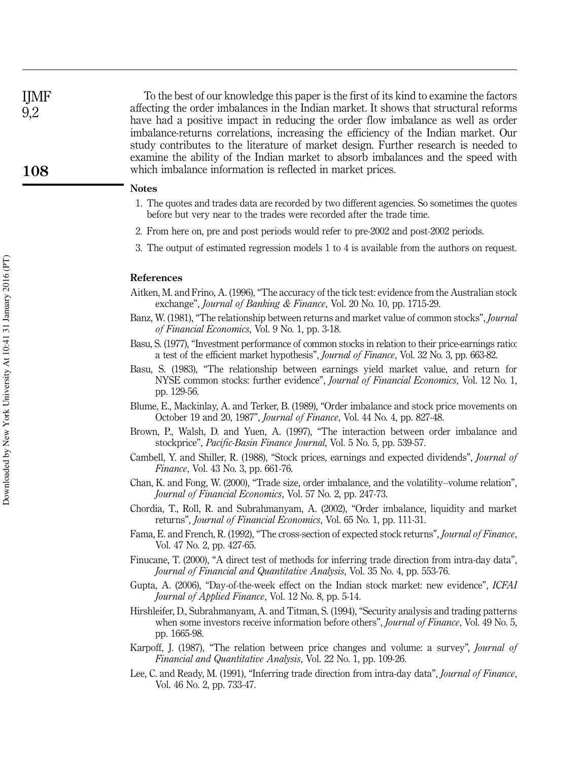To the best of our knowledge this paper is the first of its kind to examine the factors affecting the order imbalances in the Indian market. It shows that structural reforms have had a positive impact in reducing the order flow imbalance as well as order imbalance-returns correlations, increasing the efficiency of the Indian market. Our study contributes to the literature of market design. Further research is needed to examine the ability of the Indian market to absorb imbalances and the speed with which imbalance information is reflected in market prices.

## Notes

1. The quotes and trades data are recorded by two different agencies. So sometimes the quotes before but very near to the trades were recorded after the trade time.
2. From here on, pre and post periods would refer to pre-2002 and post-2002 periods.
3. The output of estimated regression models 1 to 4 is available from the authors on request.

## References

Aitken, M. and Frino, A. (1996), "The accuracy of the tick test: evidence from the Australian stock exchange", *Journal of Banking & Finance*, Vol. 20 No. 10, pp. 1715-29.

Banz, W. (1981), "The relationship between returns and market value of common stocks", *Journal of Financial Economics*, Vol. 9 No. 1, pp. 3-18.

Basu, S. (1977), "Investment performance of common stocks in relation to their price-earnings ratio: a test of the efficient market hypothesis", *Journal of Finance*, Vol. 32 No. 3, pp. 663-82.

Basu, S. (1983), "The relationship between earnings yield market value, and return for NYSE common stocks: further evidence", *Journal of Financial Economics*, Vol. 12 No. 1, pp. 129-56.

Blume, E., Mackinlay, A. and Terker, B. (1989), "Order imbalance and stock price movements on October 19 and 20, 1987", *Journal of Finance*, Vol. 44 No. 4, pp. 827-48.

Brown, P., Walsh, D. and Yuen, A. (1997), "The interaction between order imbalance and stockprice", *Pacific-Basin Finance Journal*, Vol. 5 No. 5, pp. 539-57.

Cambell, Y. and Shiller, R. (1988), "Stock prices, earnings and expected dividends", *Journal of Finance*, Vol. 43 No. 3, pp. 661-76.

Chan, K. and Fong, W. (2000), "Trade size, order imbalance, and the volatility–volume relation", *Journal of Financial Economics*, Vol. 57 No. 2, pp. 247-73.

Chordia, T., Roll, R. and Subrahmanyam, A. (2002), "Order imbalance, liquidity and market returns", *Journal of Financial Economics*, Vol. 65 No. 1, pp. 111-31.

Fama, E. and French, R. (1992), "The cross-section of expected stock returns", *Journal of Finance*, Vol. 47 No. 2, pp. 427-65.

Finucane, T. (2000), "A direct test of methods for inferring trade direction from intra-day data", *Journal of Financial and Quantitative Analysis*, Vol. 35 No. 4, pp. 553-76.

Gupta, A. (2006), "Day-of-the-week effect on the Indian stock market: new evidence", *ICFAI Journal of Applied Finance*, Vol. 12 No. 8, pp. 5-14.

Hirshleifer, D., Subrahmanyam, A. and Titman, S. (1994), "Security analysis and trading patterns when some investors receive information before others", *Journal of Finance*, Vol. 49 No. 5, pp. 1665-98.

Karpoff, J. (1987), "The relation between price changes and volume: a survey", *Journal of Financial and Quantitative Analysis*, Vol. 22 No. 1, pp. 109-26.

Lee, C. and Ready, M. (1991), "Inferring trade direction from intra-day data", *Journal of Finance*, Vol. 46 No. 2, pp. 733-47.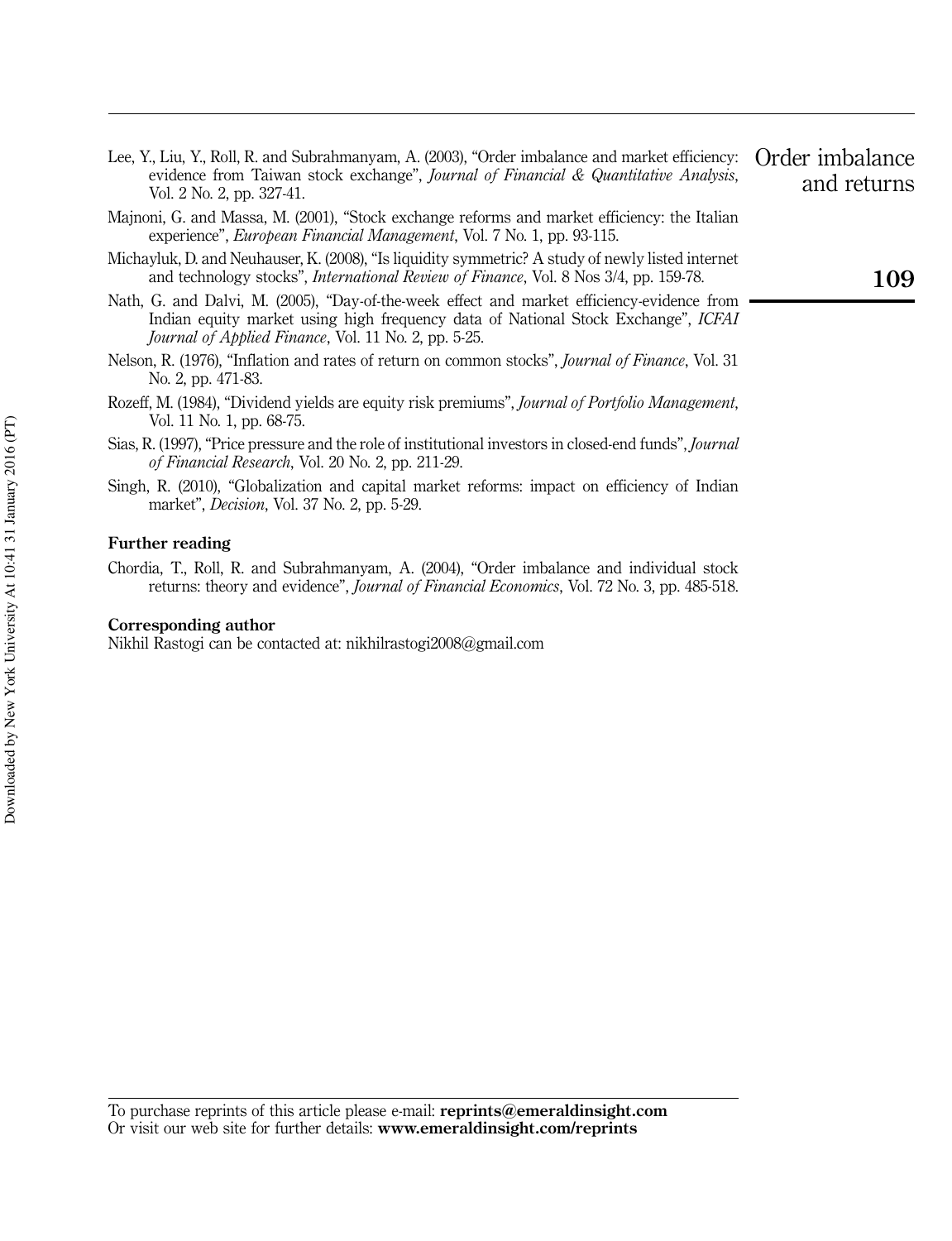Lee, Y., Liu, Y., Roll, R. and Subrahmanyam, A. (2003), "Order imbalance and market efficiency: evidence from Taiwan stock exchange", *Journal of Financial & Quantitative Analysis*, Vol. 2 No. 2, pp. 327-41.

Majnoni, G. and Massa, M. (2001), "Stock exchange reforms and market efficiency: the Italian experience", *European Financial Management*, Vol. 7 No. 1, pp. 93-115.

Michayluk, D. and Neuhauser, K. (2008), "Is liquidity symmetric? A study of newly listed internet and technology stocks", *International Review of Finance*, Vol. 8 Nos 3/4, pp. 159-78.

Nath, G. and Dalvi, M. (2005), "Day-of-the-week effect and market efficiency-evidence from Indian equity market using high frequency data of National Stock Exchange", *ICFAI Journal of Applied Finance*, Vol. 11 No. 2, pp. 5-25.

Nelson, R. (1976), "Inflation and rates of return on common stocks", *Journal of Finance*, Vol. 31 No. 2, pp. 471-83.

Rozeff, M. (1984), "Dividend yields are equity risk premiums", *Journal of Portfolio Management*, Vol. 11 No. 1, pp. 68-75.

Sias, R. (1997), "Price pressure and the role of institutional investors in closed-end funds", *Journal of Financial Research*, Vol. 20 No. 2, pp. 211-29.

Singh, R. (2010), "Globalization and capital market reforms: impact on efficiency of Indian market", *Decision*, Vol. 37 No. 2, pp. 5-29.

## Further reading

Chordia, T., Roll, R. and Subrahmanyam, A. (2004), "Order imbalance and individual stock returns: theory and evidence", *Journal of Financial Economics*, Vol. 72 No. 3, pp. 485-518.

## Corresponding author

Nikhil Rastogi can be contacted at: nikhilrastogi2008@gmail.com

To purchase reprints of this article please e-mail: **reprints@emeraldinsight.com**
Or visit our web site for further details: **www.emeraldinsight.com/reprints**